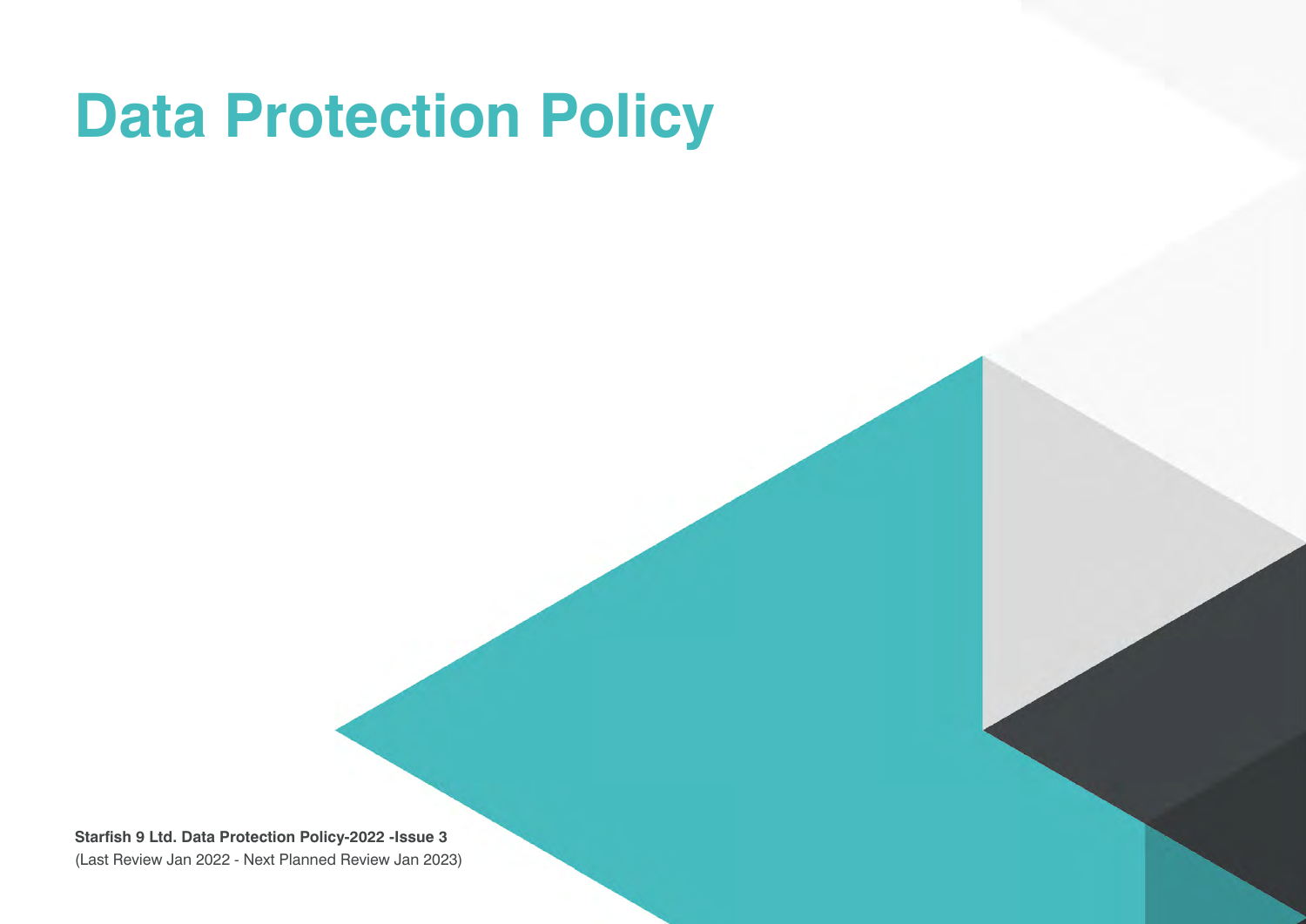# Data Protection Policy

**Starfish 9 Ltd. Data Protection Policy-2022 -Issue 3**
(Last Review Jan 2022 - Next Planned Review Jan 2023)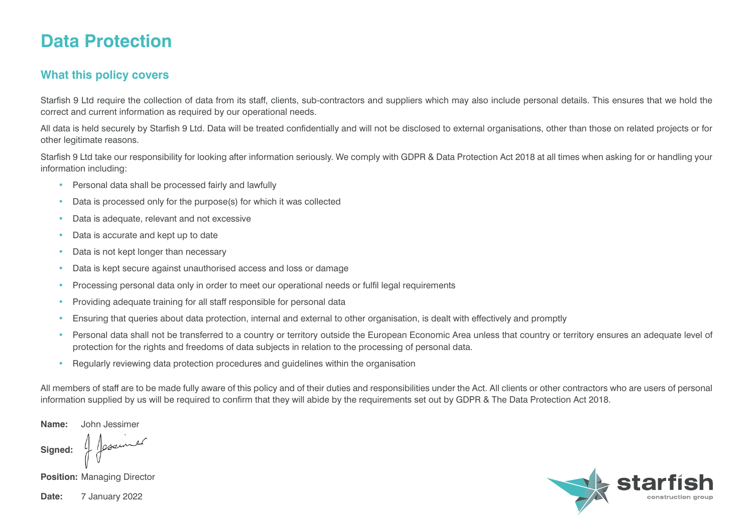# Data Protection

## What this policy covers

Starfish 9 Ltd require the collection of data from its staff, clients, sub-contractors and suppliers which may also include personal details. This ensures that we hold the correct and current information as required by our operational needs.

All data is held securely by Starfish 9 Ltd. Data will be treated confidentially and will not be disclosed to external organisations, other than those on related projects or for other legitimate reasons.

Starfish 9 Ltd take our responsibility for looking after information seriously. We comply with GDPR & Data Protection Act 2018 at all times when asking for or handling your information including:

- Personal data shall be processed fairly and lawfully
- Data is processed only for the purpose(s) for which it was collected
- Data is adequate, relevant and not excessive
- Data is accurate and kept up to date
- Data is not kept longer than necessary
- Data is kept secure against unauthorised access and loss or damage
- Processing personal data only in order to meet our operational needs or fulfil legal requirements
- Providing adequate training for all staff responsible for personal data
- Ensuring that queries about data protection, internal and external to other organisation, is dealt with effectively and promptly
- Personal data shall not be transferred to a country or territory outside the European Economic Area unless that country or territory ensures an adequate level of protection for the rights and freedoms of data subjects in relation to the processing of personal data.
- Regularly reviewing data protection procedures and guidelines within the organisation

All members of staff are to be made fully aware of this policy and of their duties and responsibilities under the Act. All clients or other contractors who are users of personal information supplied by us will be required to confirm that they will abide by the requirements set out by GDPR & The Data Protection Act 2018.

**Name:** John Jessimer

**Signed:** J Jessimer

**Position:** Managing Director

**Date:** 7 January 2022

starfish
construction group